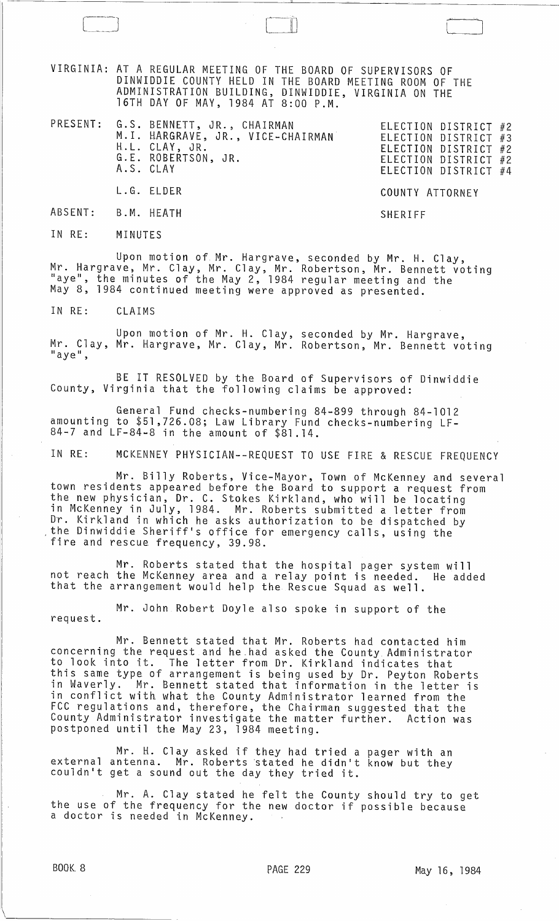VIRGINIA: AT A REGULAR MEETING OF THE BOARD OF SUPERVISORS OF DINWIDDIE COUNTY HELD IN THE BOARD MEETING ROOM OF THE ADMINISTRATION BUILDING, DINWIDDIE, VIRGINIA ON THE 16TH DAY OF MAY, 1984 AT 8:00 P.M.

| | | |
|---|---|---|
| PRESENT: | G.S. BENNETT, JR., CHAIRMAN | ELECTION DISTRICT #2 |
| | M.I. HARGRAVE, JR., VICE-CHAIRMAN | ELECTION DISTRICT #3 |
| | H.L. CLAY, JR. | ELECTION DISTRICT #2 |
| | G.E. ROBERTSON, JR. | ELECTION DISTRICT #2 |
| | A.S. CLAY | ELECTION DISTRICT #4 |
| | L.G. ELDER | COUNTY ATTORNEY |
| ABSENT: | B.M. HEATH | SHERIFF |

IN RE: MINUTES

Upon motion of Mr. Hargrave, seconded by Mr. H. Clay, Mr. Hargrave, Mr. Clay, Mr. Clay, Mr. Robertson, Mr. Bennett voting "aye", the minutes of the May 2, 1984 regular meeting and the May 8, 1984 continued meeting were approved as presented.

IN RE: CLAIMS

Upon motion of Mr. H. Clay, seconded by Mr. Hargrave, Mr. Clay, Mr. Hargrave, Mr. Clay, Mr. Robertson, Mr. Bennett voting "aye",

BE IT RESOLVED by the Board of Supervisors of Dinwiddie County, Virginia that the following claims be approved:

General Fund checks-numbering 84-899 through 84-1012 amounting to $51,726.08; Law Library Fund checks-numbering LF-84-7 and LF-84-8 in the amount of $81.14.

IN RE: MCKENNEY PHYSICIAN--REQUEST TO USE FIRE & RESCUE FREQUENCY

Mr. Billy Roberts, Vice-Mayor, Town of McKenney and several town residents appeared before the Board to support a request from the new physician, Dr. C. Stokes Kirkland, who will be locating in McKenney in July, 1984. Mr. Roberts submitted a letter from Dr. Kirkland in which he asks authorization to be dispatched by the Dinwiddie Sheriff's office for emergency calls, using the fire and rescue frequency, 39.98.

Mr. Roberts stated that the hospital pager system will not reach the McKenney area and a relay point is needed. He added that the arrangement would help the Rescue Squad as well.

Mr. John Robert Doyle also spoke in support of the request.

Mr. Bennett stated that Mr. Roberts had contacted him concerning the request and he had asked the County Administrator to look into it. The letter from Dr. Kirkland indicates that this same type of arrangement is being used by Dr. Peyton Roberts in Waverly. Mr. Bennett stated that information in the letter is in conflict with what the County Administrator learned from the FCC regulations and, therefore, the Chairman suggested that the County Administrator investigate the matter further. Action was postponed until the May 23, 1984 meeting.

Mr. H. Clay asked if they had tried a pager with an external antenna. Mr. Roberts stated he didn't know but they couldn't get a sound out the day they tried it.

Mr. A. Clay stated he felt the County should try to get the use of the frequency for the new doctor if possible because a doctor is needed in McKenney.

BOOK 8 PAGE 229 May 16, 1984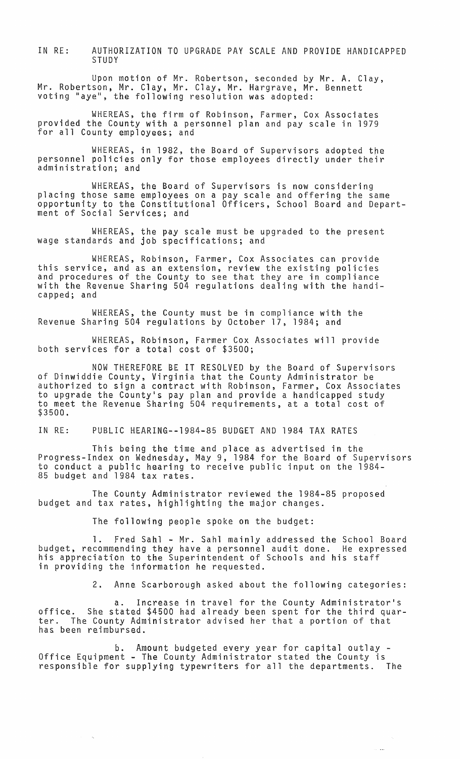IN RE: AUTHORIZATION TO UPGRADE PAY SCALE AND PROVIDE HANDICAPPED STUDY

Upon motion of Mr. Robertson, seconded by Mr. A. Clay, Mr. Robertson, Mr. Clay, Mr. Clay, Mr. Hargrave, Mr. Bennett voting "aye", the following resolution was adopted:

WHEREAS, the firm of Robinson, Farmer, Cox Associates provided the County with a personnel plan and pay scale in 1979 for all County employees; and

WHEREAS, in 1982, the Board of Supervisors adopted the personnel policies only for those employees directly under their administration; and

WHEREAS, the Board of Supervisors is now considering placing those same employees on a pay scale and offering the same opportunity to the Constitutional Officers, School Board and Department of Social Services; and

WHEREAS, the pay scale must be upgraded to the present wage standards and job specifications; and

WHEREAS, Robinson, Farmer, Cox Associates can provide this service, and as an extension, review the existing policies and procedures of the County to see that they are in compliance with the Revenue Sharing 504 regulations dealing with the handicapped; and

WHEREAS, the County must be in compliance with the Revenue Sharing 504 regulations by October 17, 1984; and

WHEREAS, Robinson, Farmer Cox Associates will provide both services for a total cost of $3500;

NOW THEREFORE BE IT RESOLVED by the Board of Supervisors of Dinwiddie County, Virginia that the County Administrator be authorized to sign a contract with Robinson, Farmer, Cox Associates to upgrade the County's pay plan and provide a handicapped study to meet the Revenue Sharing 504 requirements, at a total cost of $3500.

IN RE: PUBLIC HEARING--1984-85 BUDGET AND 1984 TAX RATES

This being the time and place as advertised in the Progress-Index on Wednesday, May 9, 1984 for the Board of Supervisors to conduct a public hearing to receive public input on the 1984-85 budget and 1984 tax rates.

The County Administrator reviewed the 1984-85 proposed budget and tax rates, highlighting the major changes.

The following people spoke on the budget:

1. Fred Sahl - Mr. Sahl mainly addressed the School Board budget, recommending they have a personnel audit done. He expressed his appreciation to the Superintendent of Schools and his staff in providing the information he requested.

2. Anne Scarborough asked about the following categories:

a. Increase in travel for the County Administrator's office. She stated $4500 had already been spent for the third quarter. The County Administrator advised her that a portion of that has been reimbursed.

b. Amount budgeted every year for capital outlay - Office Equipment - The County Administrator stated the County is responsible for supplying typewriters for all the departments. The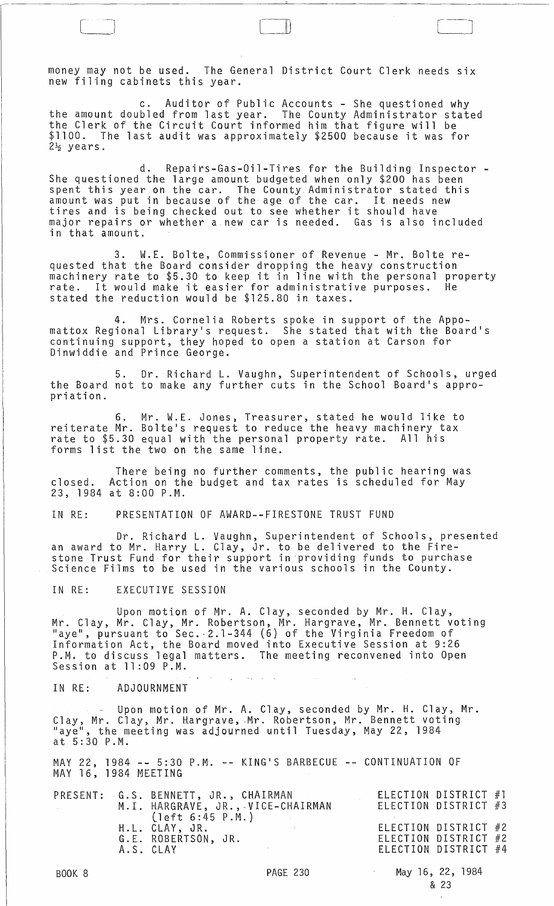money may not be used. The General District Court Clerk needs six new filing cabinets this year.

c. Auditor of Public Accounts - She questioned why the amount doubled from last year. The County Administrator stated the Clerk of the Circuit Court informed him that figure will be \$1100. The last audit was approximately \$2500 because it was for 2½ years.

d. Repairs-Gas-Oil-Tires for the Building Inspector - She questioned the large amount budgeted when only \$200 has been spent this year on the car. The County Administrator stated this amount was put in because of the age of the car. It needs new tires and is being checked out to see whether it should have major repairs or whether a new car is needed. Gas is also included in that amount.

3. W.E. Bolte, Commissioner of Revenue - Mr. Bolte requested that the Board consider dropping the heavy construction machinery rate to \$5.30 to keep it in line with the personal property rate. It would make it easier for administrative purposes. He stated the reduction would be \$125.80 in taxes.

4. Mrs. Cornelia Roberts spoke in support of the Appomattox Regional Library's request. She stated that with the Board's continuing support, they hoped to open a station at Carson for Dinwiddie and Prince George.

5. Dr. Richard L. Vaughn, Superintendent of Schools, urged the Board not to make any further cuts in the School Board's appropriation.

6. Mr. W.E. Jones, Treasurer, stated he would like to reiterate Mr. Bolte's request to reduce the heavy machinery tax rate to \$5.30 equal with the personal property rate. All his forms list the two on the same line.

There being no further comments, the public hearing was closed. Action on the budget and tax rates is scheduled for May 23, 1984 at 8:00 P.M.

IN RE: PRESENTATION OF AWARD--FIRESTONE TRUST FUND

Dr. Richard L. Vaughn, Superintendent of Schools, presented an award to Mr. Harry L. Clay, Jr. to be delivered to the Firestone Trust Fund for their support in providing funds to purchase Science Films to be used in the various schools in the County.

IN RE: EXECUTIVE SESSION

Upon motion of Mr. A. Clay, seconded by Mr. H. Clay, Mr. Clay, Mr. Clay, Mr. Robertson, Mr. Hargrave, Mr. Bennett voting "aye", pursuant to Sec. 2.1-344 (6) of the Virginia Freedom of Information Act, the Board moved into Executive Session at 9:26 P.M. to discuss legal matters. The meeting reconvened into Open Session at 11:09 P.M.

IN RE: ADJOURNMENT

Upon motion of Mr. A. Clay, seconded by Mr. H. Clay, Mr. Clay, Mr. Clay, Mr. Hargrave, Mr. Robertson, Mr. Bennett voting "aye", the meeting was adjourned until Tuesday, May 22, 1984 at 5:30 P.M.

MAY 22, 1984 -- 5:30 P.M. -- KING'S BARBECUE -- CONTINUATION OF MAY 16, 1984 MEETING

| PRESENT: | G.S. BENNETT, JR., CHAIRMAN | ELECTION DISTRICT #1 |
|---|---|---|
| | M.I. HARGRAVE, JR., VICE-CHAIRMAN (left 6:45 P.M.) | ELECTION DISTRICT #3 |
| | H.L. CLAY, JR. | ELECTION DISTRICT #2 |
| | G.E. ROBERTSON, JR. | ELECTION DISTRICT #2 |
| | A.S. CLAY | ELECTION DISTRICT #4 |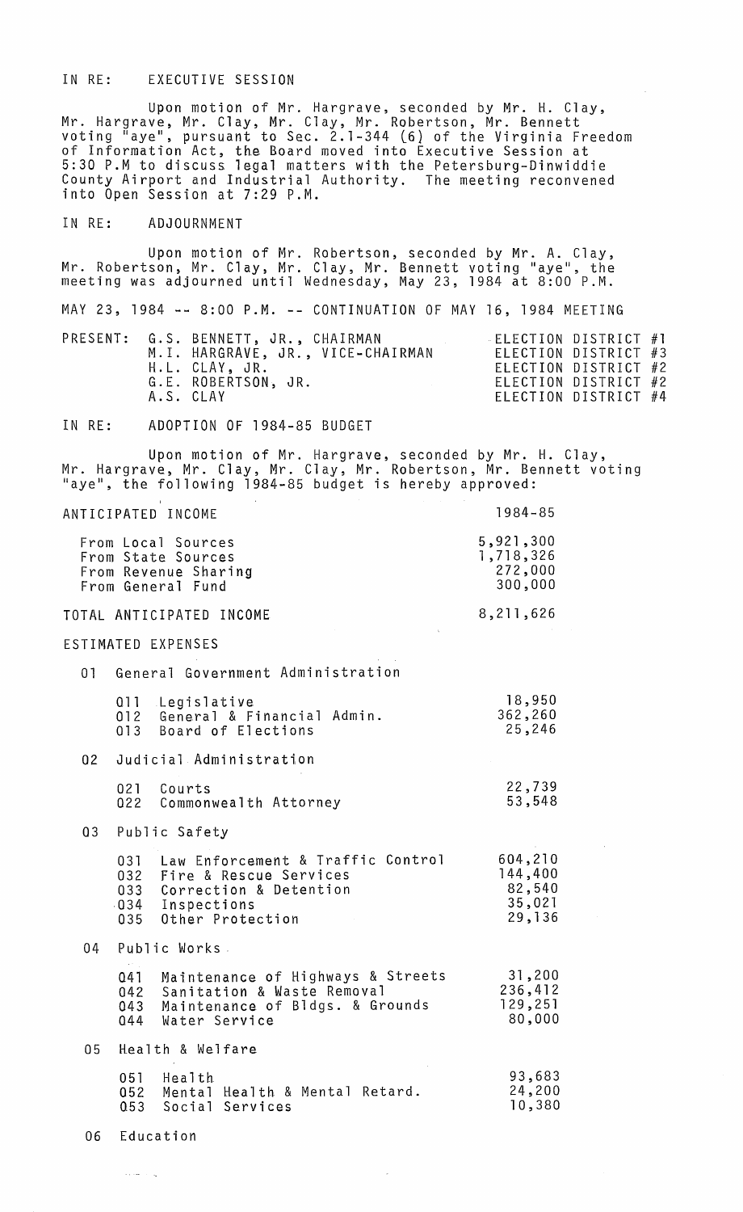IN RE: EXECUTIVE SESSION

Upon motion of Mr. Hargrave, seconded by Mr. H. Clay, Mr. Hargrave, Mr. Clay, Mr. Clay, Mr. Robertson, Mr. Bennett voting "aye", pursuant to Sec. 2.1-344 (6) of the Virginia Freedom of Information Act, the Board moved into Executive Session at 5:30 P.M to discuss legal matters with the Petersburg-Dinwiddie County Airport and Industrial Authority. The meeting reconvened into Open Session at 7:29 P.M.

IN RE: ADJOURNMENT

Upon motion of Mr. Robertson, seconded by Mr. A. Clay, Mr. Robertson, Mr. Clay, Mr. Clay, Mr. Bennett voting "aye", the meeting was adjourned until Wednesday, May 23, 1984 at 8:00 P.M.

MAY 23, 1984 -- 8:00 P.M. -- CONTINUATION OF MAY 16, 1984 MEETING

| PRESENT: | | |
|---|---|---|
| | G.S. BENNETT, JR., CHAIRMAN | ELECTION DISTRICT #1 |
| | M.I. HARGRAVE, JR., VICE-CHAIRMAN | ELECTION DISTRICT #3 |
| | H.L. CLAY, JR. | ELECTION DISTRICT #2 |
| | G.E. ROBERTSON, JR. | ELECTION DISTRICT #2 |
| | A.S. CLAY | ELECTION DISTRICT #4 |

IN RE: ADOPTION OF 1984-85 BUDGET

Upon motion of Mr. Hargrave, seconded by Mr. H. Clay, Mr. Hargrave, Mr. Clay, Mr. Clay, Mr. Robertson, Mr. Bennett voting "aye", the following 1984-85 budget is hereby approved:

| ANTICIPATED INCOME | 1984-85 |
|---|---|
| From Local Sources | 5,921,300 |
| From State Sources | 1,718,326 |
| From Revenue Sharing | 272,000 |
| From General Fund | 300,000 |
| TOTAL ANTICIPATED INCOME | 8,211,626 |

ESTIMATED EXPENSES

| | |
|---|---|
| **01 General Government Administration** | |
| 011 Legislative | 18,950 |
| 012 General & Financial Admin. | 362,260 |
| 013 Board of Elections | 25,246 |
| **02 Judicial Administration** | |
| 021 Courts | 22,739 |
| 022 Commonwealth Attorney | 53,548 |
| **03 Public Safety** | |
| 031 Law Enforcement & Traffic Control | 604,210 |
| 032 Fire & Rescue Services | 144,400 |
| 033 Correction & Detention | 82,540 |
| 034 Inspections | 35,021 |
| 035 Other Protection | 29,136 |
| **04 Public Works** | |
| 041 Maintenance of Highways & Streets | 31,200 |
| 042 Sanitation & Waste Removal | 236,412 |
| 043 Maintenance of Bldgs. & Grounds | 129,251 |
| 044 Water Service | 80,000 |
| **05 Health & Welfare** | |
| 051 Health | 93,683 |
| 052 Mental Health & Mental Retard. | 24,200 |
| 053 Social Services | 10,380 |
| **06 Education** | |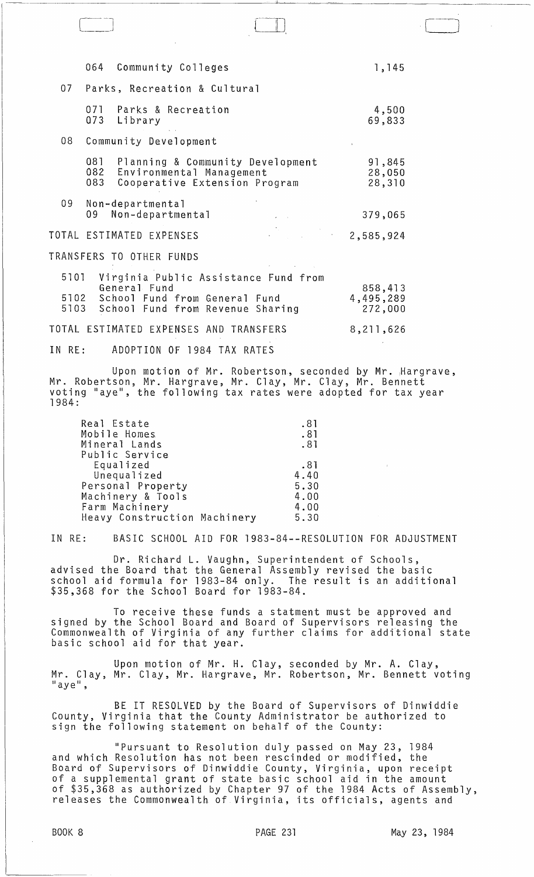| | | |
|---|---|---|
| | 064 Community Colleges | 1,145 |
| 07 | Parks, Recreation & Cultural | |
| | 071 Parks & Recreation | 4,500 |
| | 073 Library | 69,833 |
| 08 | Community Development | |
| | 081 Planning & Community Development | 91,845 |
| | 082 Environmental Management | 28,050 |
| | 083 Cooperative Extension Program | 28,310 |
| 09 | Non-departmental | |
| | 09 Non-departmental | 379,065 |
| TOTAL ESTIMATED EXPENSES | | 2,585,924 |
| TRANSFERS TO OTHER FUNDS | | |
| 5101 | Virginia Public Assistance Fund from General Fund | 858,413 |
| 5102 | School Fund from General Fund | 4,495,289 |
| 5103 | School Fund from Revenue Sharing | 272,000 |
| TOTAL ESTIMATED EXPENSES AND TRANSFERS | | 8,211,626 |

IN RE: ADOPTION OF 1984 TAX RATES

Upon motion of Mr. Robertson, seconded by Mr. Hargrave, Mr. Robertson, Mr. Hargrave, Mr. Clay, Mr. Clay, Mr. Bennett voting "aye", the following tax rates were adopted for tax year 1984:

| | |
|---|---|
| Real Estate | .81 |
| Mobile Homes | .81 |
| Mineral Lands | .81 |
| Public Service | |
| Equalized | .81 |
| Unequalized | 4.40 |
| Personal Property | 5.30 |
| Machinery & Tools | 4.00 |
| Farm Machinery | 4.00 |
| Heavy Construction Machinery | 5.30 |

IN RE: BASIC SCHOOL AID FOR 1983-84--RESOLUTION FOR ADJUSTMENT

Dr. Richard L. Vaughn, Superintendent of Schools, advised the Board that the General Assembly revised the basic school aid formula for 1983-84 only. The result is an additional $35,368 for the School Board for 1983-84.

To receive these funds a statment must be approved and signed by the School Board and Board of Supervisors releasing the Commonwealth of Virginia of any further claims for additional state basic school aid for that year.

Upon motion of Mr. H. Clay, seconded by Mr. A. Clay, Mr. Clay, Mr. Clay, Mr. Hargrave, Mr. Robertson, Mr. Bennett voting "aye",

BE IT RESOLVED by the Board of Supervisors of Dinwiddie County, Virginia that the County Administrator be authorized to sign the following statement on behalf of the County:

"Pursuant to Resolution duly passed on May 23, 1984 and which Resolution has not been rescinded or modified, the Board of Supervisors of Dinwiddie County, Virginia, upon receipt of a supplemental grant of state basic school aid in the amount of $35,368 as authorized by Chapter 97 of the 1984 Acts of Assembly, releases the Commonwealth of Virginia, its officials, agents and

BOOK 8 PAGE 231 May 23, 1984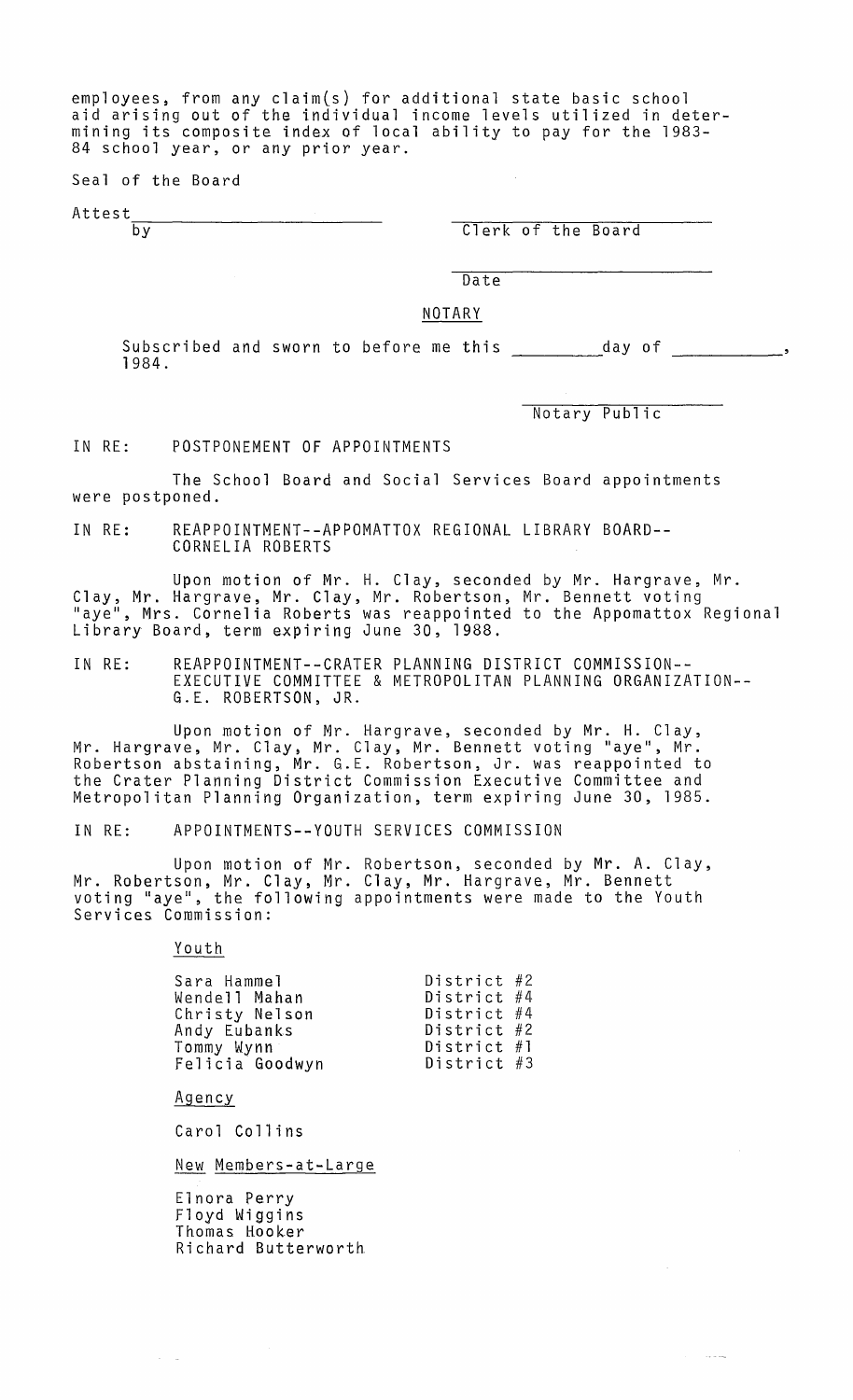employees, from any claim(s) for additional state basic school aid arising out of the individual income levels utilized in determining its composite index of local ability to pay for the 1983-84 school year, or any prior year.

Seal of the Board

Attest\_\_\_\_\_\_\_\_\_\_\_\_\_\_\_\_\_\_\_\_\_\_\_\_ \_\_\_\_\_\_\_\_\_\_\_\_\_\_\_\_\_\_\_\_\_\_\_\_
by Clerk of the Board

\_\_\_\_\_\_\_\_\_\_\_\_\_\_\_\_\_\_\_\_\_\_\_\_
Date

NOTARY

Subscribed and sworn to before me this \_\_\_\_\_\_\_\_day of \_\_\_\_\_\_\_\_\_\_\_, 1984.

\_\_\_\_\_\_\_\_\_\_\_\_\_\_\_\_\_\_\_\_
Notary Public

IN RE: POSTPONEMENT OF APPOINTMENTS

The School Board and Social Services Board appointments were postponed.

IN RE: REAPPOINTMENT--APPOMATTOX REGIONAL LIBRARY BOARD--CORNELIA ROBERTS

Upon motion of Mr. H. Clay, seconded by Mr. Hargrave, Mr. Clay, Mr. Hargrave, Mr. Clay, Mr. Robertson, Mr. Bennett voting "aye", Mrs. Cornelia Roberts was reappointed to the Appomattox Regional Library Board, term expiring June 30, 1988.

IN RE: REAPPOINTMENT--CRATER PLANNING DISTRICT COMMISSION--EXECUTIVE COMMITTEE & METROPOLITAN PLANNING ORGANIZATION--G.E. ROBERTSON, JR.

Upon motion of Mr. Hargrave, seconded by Mr. H. Clay, Mr. Hargrave, Mr. Clay, Mr. Clay, Mr. Bennett voting "aye", Mr. Robertson abstaining, Mr. G.E. Robertson, Jr. was reappointed to the Crater Planning District Commission Executive Committee and Metropolitan Planning Organization, term expiring June 30, 1985.

IN RE: APPOINTMENTS--YOUTH SERVICES COMMISSION

Upon motion of Mr. Robertson, seconded by Mr. A. Clay, Mr. Robertson, Mr. Clay, Mr. Clay, Mr. Hargrave, Mr. Bennett voting "aye", the following appointments were made to the Youth Services Commission:

Youth

| | |
|---|---|
| Sara Hammel | District #2 |
| Wendell Mahan | District #4 |
| Christy Nelson | District #4 |
| Andy Eubanks | District #2 |
| Tommy Wynn | District #1 |
| Felicia Goodwyn | District #3 |

Agency

Carol Collins

New Members-at-Large

Elnora Perry
Floyd Wiggins
Thomas Hooker
Richard Butterworth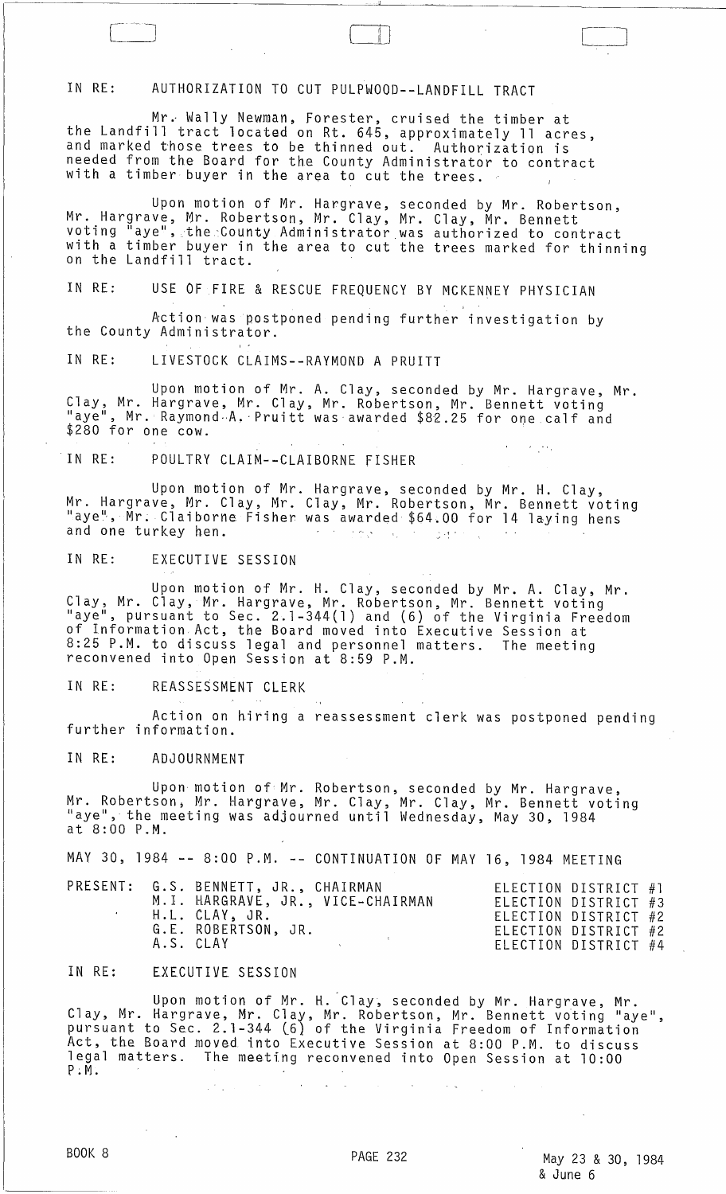IN RE: AUTHORIZATION TO CUT PULPWOOD--LANDFILL TRACT

Mr. Wally Newman, Forester, cruised the timber at the Landfill tract located on Rt. 645, approximately 11 acres, and marked those trees to be thinned out. Authorization is needed from the Board for the County Administrator to contract with a timber buyer in the area to cut the trees.

Upon motion of Mr. Hargrave, seconded by Mr. Robertson, Mr. Hargrave, Mr. Robertson, Mr. Clay, Mr. Clay, Mr. Bennett voting "aye", the County Administrator was authorized to contract with a timber buyer in the area to cut the trees marked for thinning on the Landfill tract.

IN RE: USE OF FIRE & RESCUE FREQUENCY BY MCKENNEY PHYSICIAN

Action was postponed pending further investigation by the County Administrator.

IN RE: LIVESTOCK CLAIMS--RAYMOND A PRUITT

Upon motion of Mr. A. Clay, seconded by Mr. Hargrave, Mr. Clay, Mr. Hargrave, Mr. Clay, Mr. Robertson, Mr. Bennett voting "aye", Mr. Raymond A. Pruitt was awarded $82.25 for one calf and $280 for one cow.

IN RE: POULTRY CLAIM--CLAIBORNE FISHER

Upon motion of Mr. Hargrave, seconded by Mr. H. Clay, Mr. Hargrave, Mr. Clay, Mr. Clay, Mr. Robertson, Mr. Bennett voting "aye", Mr. Claiborne Fisher was awarded $64.00 for 14 laying hens and one turkey hen.

IN RE: EXECUTIVE SESSION

Upon motion of Mr. H. Clay, seconded by Mr. A. Clay, Mr. Clay, Mr. Clay, Mr. Hargrave, Mr. Robertson, Mr. Bennett voting "aye", pursuant to Sec. 2.1-344(1) and (6) of the Virginia Freedom of Information Act, the Board moved into Executive Session at 8:25 P.M. to discuss legal and personnel matters. The meeting reconvened into Open Session at 8:59 P.M.

IN RE: REASSESSMENT CLERK

Action on hiring a reassessment clerk was postponed pending further information.

IN RE: ADJOURNMENT

Upon motion of Mr. Robertson, seconded by Mr. Hargrave, Mr. Robertson, Mr. Hargrave, Mr. Clay, Mr. Clay, Mr. Bennett voting "aye", the meeting was adjourned until Wednesday, May 30, 1984 at 8:00 P.M.

MAY 30, 1984 -- 8:00 P.M. -- CONTINUATION OF MAY 16, 1984 MEETING

| PRESENT: | | |
|---|---|---|
| | G.S. BENNETT, JR., CHAIRMAN | ELECTION DISTRICT #1 |
| | M.I. HARGRAVE, JR., VICE-CHAIRMAN | ELECTION DISTRICT #3 |
| | H.L. CLAY, JR. | ELECTION DISTRICT #2 |
| | G.E. ROBERTSON, JR. | ELECTION DISTRICT #2 |
| | A.S. CLAY | ELECTION DISTRICT #4 |

IN RE: EXECUTIVE SESSION

Upon motion of Mr. H. Clay, seconded by Mr. Hargrave, Mr. Clay, Mr. Hargrave, Mr. Clay, Mr. Robertson, Mr. Bennett voting "aye", pursuant to Sec. 2.1-344 (6) of the Virginia Freedom of Information Act, the Board moved into Executive Session at 8:00 P.M. to discuss legal matters. The meeting reconvened into Open Session at 10:00 P.M.

BOOK 8 PAGE 232 May 23 & 30, 1984 & June 6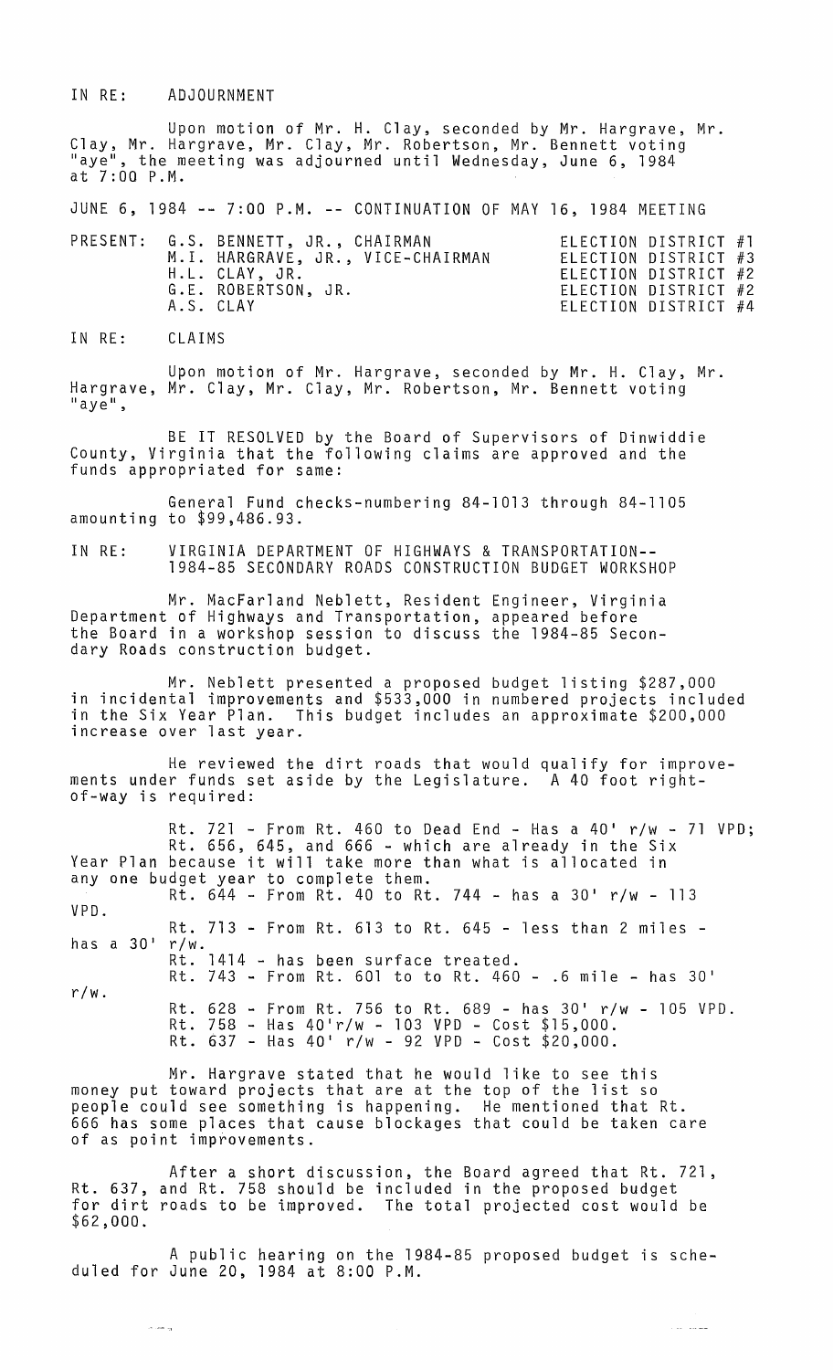IN RE: ADJOURNMENT

Upon motion of Mr. H. Clay, seconded by Mr. Hargrave, Mr. Clay, Mr. Hargrave, Mr. Clay, Mr. Robertson, Mr. Bennett voting "aye", the meeting was adjourned until Wednesday, June 6, 1984 at 7:00 P.M.

JUNE 6, 1984 -- 7:00 P.M. -- CONTINUATION OF MAY 16, 1984 MEETING

| PRESENT: | | |
|---|---|---|
| | G.S. BENNETT, JR., CHAIRMAN | ELECTION DISTRICT #1 |
| | M.I. HARGRAVE, JR., VICE-CHAIRMAN | ELECTION DISTRICT #3 |
| | H.L. CLAY, JR. | ELECTION DISTRICT #2 |
| | G.E. ROBERTSON, JR. | ELECTION DISTRICT #2 |
| | A.S. CLAY | ELECTION DISTRICT #4 |

IN RE: CLAIMS

Upon motion of Mr. Hargrave, seconded by Mr. H. Clay, Mr. Hargrave, Mr. Clay, Mr. Clay, Mr. Robertson, Mr. Bennett voting "aye",

BE IT RESOLVED by the Board of Supervisors of Dinwiddie County, Virginia that the following claims are approved and the funds appropriated for same:

General Fund checks-numbering 84-1013 through 84-1105 amounting to $99,486.93.

IN RE: VIRGINIA DEPARTMENT OF HIGHWAYS & TRANSPORTATION-- 1984-85 SECONDARY ROADS CONSTRUCTION BUDGET WORKSHOP

Mr. MacFarland Neblett, Resident Engineer, Virginia Department of Highways and Transportation, appeared before the Board in a workshop session to discuss the 1984-85 Secondary Roads construction budget.

Mr. Neblett presented a proposed budget listing $287,000 in incidental improvements and $533,000 in numbered projects included in the Six Year Plan. This budget includes an approximate $200,000 increase over last year.

He reviewed the dirt roads that would qualify for improvements under funds set aside by the Legislature. A 40 foot right-of-way is required:

Rt. 721 - From Rt. 460 to Dead End - Has a 40' r/w - 71 VPD; Rt. 656, 645, and 666 - which are already in the Six Year Plan because it will take more than what is allocated in any one budget year to complete them.

Rt. 644 - From Rt. 40 to Rt. 744 - has a 30' r/w - 113 VPD.

Rt. 713 - From Rt. 613 to Rt. 645 - less than 2 miles - has a 30' r/w.

Rt. 1414 - has been surface treated.

Rt. 743 - From Rt. 601 to to Rt. 460 - .6 mile - has 30' r/w.

Rt. 628 - From Rt. 756 to Rt. 689 - has 30' r/w - 105 VPD.

Rt. 758 - Has 40'r/w - 103 VPD - Cost $15,000.

Rt. 637 - Has 40' r/w - 92 VPD - Cost $20,000.

Mr. Hargrave stated that he would like to see this money put toward projects that are at the top of the list so people could see something is happening. He mentioned that Rt. 666 has some places that cause blockages that could be taken care of as point improvements.

After a short discussion, the Board agreed that Rt. 721, Rt. 637, and Rt. 758 should be included in the proposed budget for dirt roads to be improved. The total projected cost would be $62,000.

A public hearing on the 1984-85 proposed budget is scheduled for June 20, 1984 at 8:00 P.M.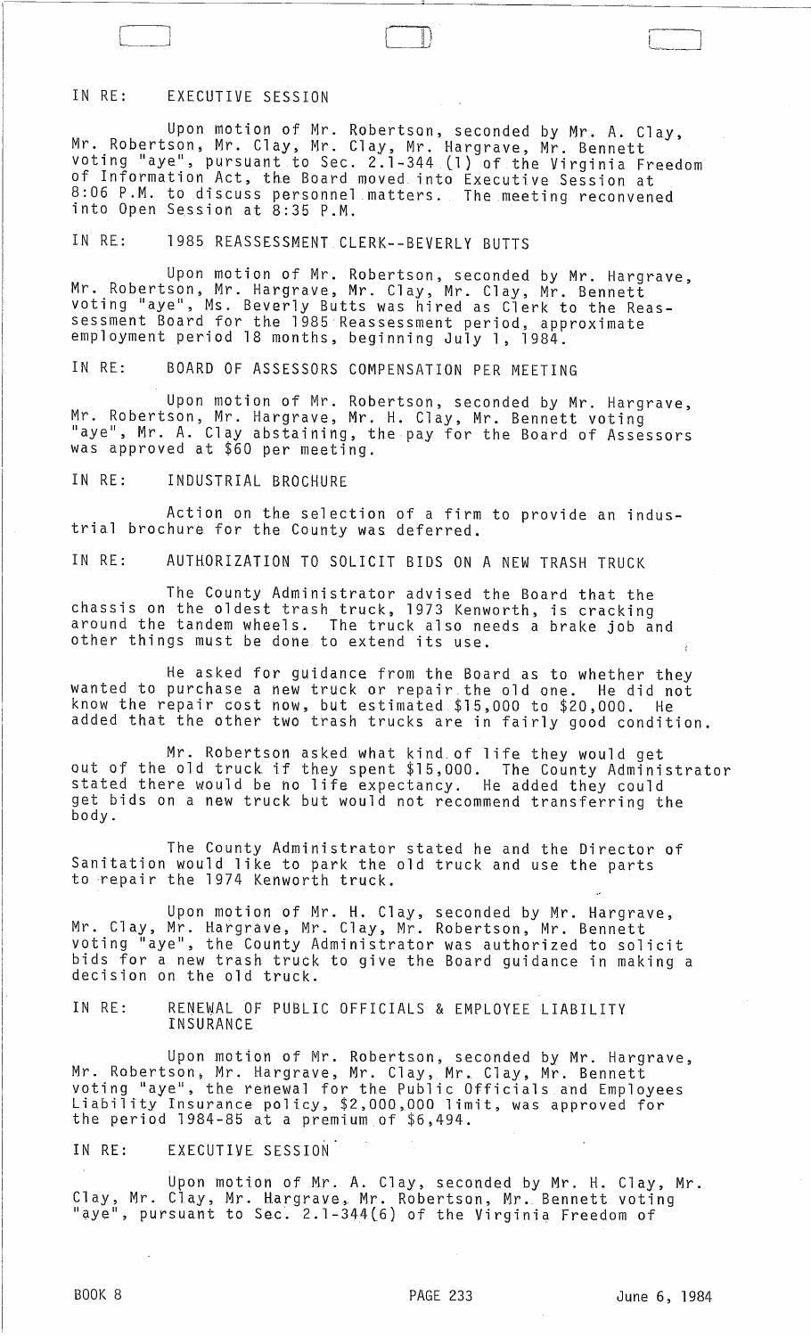IN RE: EXECUTIVE SESSION

Upon motion of Mr. Robertson, seconded by Mr. A. Clay, Mr. Robertson, Mr. Clay, Mr. Clay, Mr. Hargrave, Mr. Bennett voting "aye", pursuant to Sec. 2.1-344 (1) of the Virginia Freedom of Information Act, the Board moved into Executive Session at 8:06 P.M. to discuss personnel matters. The meeting reconvened into Open Session at 8:35 P.M.

IN RE: 1985 REASSESSMENT CLERK--BEVERLY BUTTS

Upon motion of Mr. Robertson, seconded by Mr. Hargrave, Mr. Robertson, Mr. Hargrave, Mr. Clay, Mr. Clay, Mr. Bennett voting "aye", Ms. Beverly Butts was hired as Clerk to the Reassessment Board for the 1985 Reassessment period, approximate employment period 18 months, beginning July 1, 1984.

IN RE: BOARD OF ASSESSORS COMPENSATION PER MEETING

Upon motion of Mr. Robertson, seconded by Mr. Hargrave, Mr. Robertson, Mr. Hargrave, Mr. H. Clay, Mr. Bennett voting "aye", Mr. A. Clay abstaining, the pay for the Board of Assessors was approved at $60 per meeting.

IN RE: INDUSTRIAL BROCHURE

Action on the selection of a firm to provide an industrial brochure for the County was deferred.

IN RE: AUTHORIZATION TO SOLICIT BIDS ON A NEW TRASH TRUCK

The County Administrator advised the Board that the chassis on the oldest trash truck, 1973 Kenworth, is cracking around the tandem wheels. The truck also needs a brake job and other things must be done to extend its use.

He asked for guidance from the Board as to whether they wanted to purchase a new truck or repair the old one. He did not know the repair cost now, but estimated $15,000 to $20,000. He added that the other two trash trucks are in fairly good condition.

Mr. Robertson asked what kind of life they would get out of the old truck if they spent $15,000. The County Administrator stated there would be no life expectancy. He added they could get bids on a new truck but would not recommend transferring the body.

The County Administrator stated he and the Director of Sanitation would like to park the old truck and use the parts to repair the 1974 Kenworth truck.

Upon motion of Mr. H. Clay, seconded by Mr. Hargrave, Mr. Clay, Mr. Hargrave, Mr. Clay, Mr. Robertson, Mr. Bennett voting "aye", the County Administrator was authorized to solicit bids for a new trash truck to give the Board guidance in making a decision on the old truck.

IN RE: RENEWAL OF PUBLIC OFFICIALS & EMPLOYEE LIABILITY INSURANCE

Upon motion of Mr. Robertson, seconded by Mr. Hargrave, Mr. Robertson, Mr. Hargrave, Mr. Clay, Mr. Clay, Mr. Bennett voting "aye", the renewal for the Public Officials and Employees Liability Insurance policy, $2,000,000 limit, was approved for the period 1984-85 at a premium of $6,494.

IN RE: EXECUTIVE SESSION

Upon motion of Mr. A. Clay, seconded by Mr. H. Clay, Mr. Clay, Mr. Clay, Mr. Hargrave, Mr. Robertson, Mr. Bennett voting "aye", pursuant to Sec. 2.1-344(6) of the Virginia Freedom of

BOOK 8 PAGE 233 June 6, 1984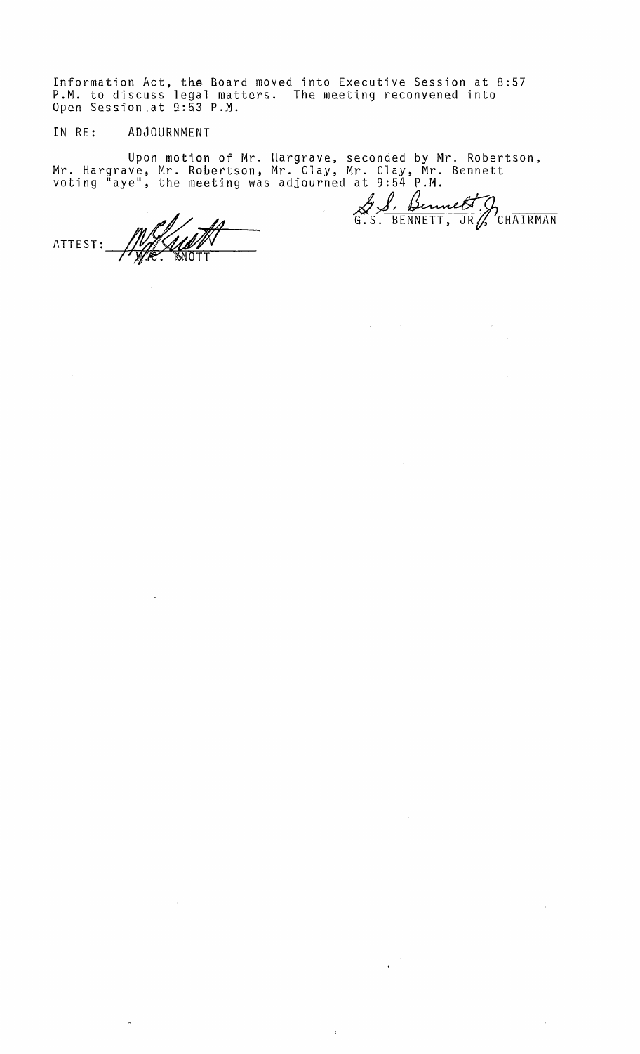Information Act, the Board moved into Executive Session at 8:57 P.M. to discuss legal matters. The meeting reconvened into Open Session at 9:53 P.M.

IN RE: ADJOURNMENT

Upon motion of Mr. Hargrave, seconded by Mr. Robertson, Mr. Hargrave, Mr. Robertson, Mr. Clay, Mr. Clay, Mr. Bennett voting "aye", the meeting was adjourned at 9:54 P.M.

G.S. BENNETT, JR., CHAIRMAN

ATTEST: W.E. KNOTT